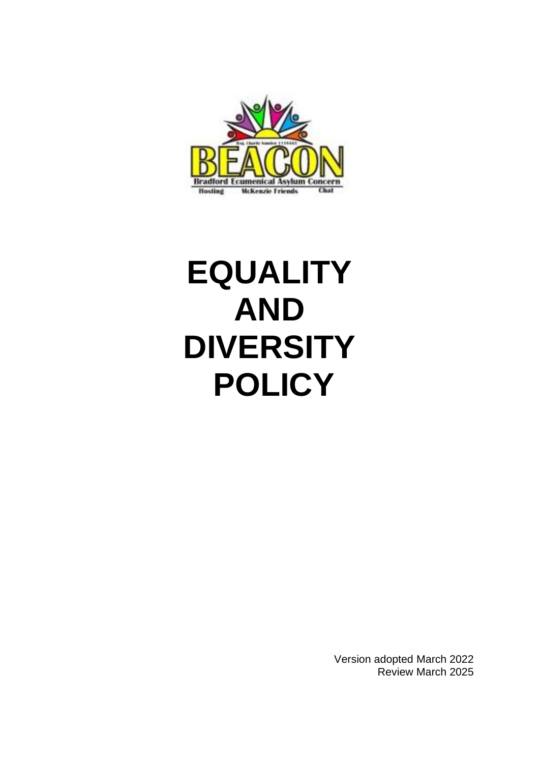BEACON

Bradford Ecumenical Asylum Concern

Hosting McKenzie Friends Chat

# EQUALITY AND DIVERSITY POLICY

Version adopted March 2022
Review March 2025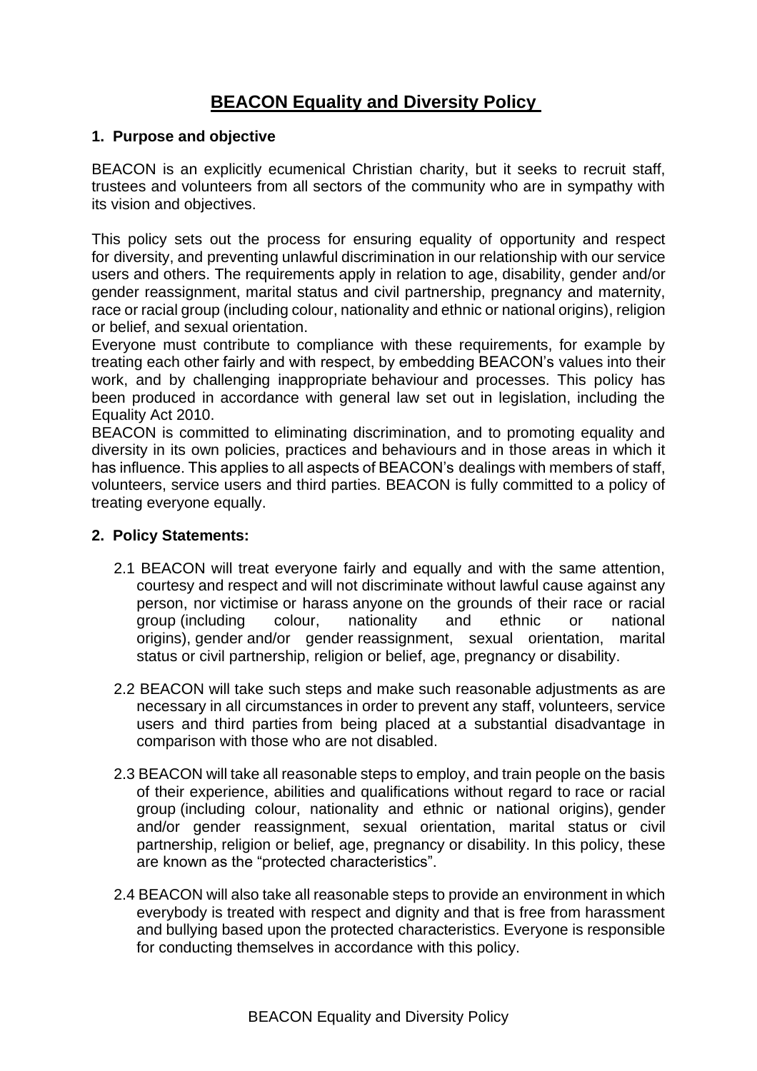# BEACON Equality and Diversity Policy

## 1. Purpose and objective

BEACON is an explicitly ecumenical Christian charity, but it seeks to recruit staff, trustees and volunteers from all sectors of the community who are in sympathy with its vision and objectives.

This policy sets out the process for ensuring equality of opportunity and respect for diversity, and preventing unlawful discrimination in our relationship with our service users and others. The requirements apply in relation to age, disability, gender and/or gender reassignment, marital status and civil partnership, pregnancy and maternity, race or racial group (including colour, nationality and ethnic or national origins), religion or belief, and sexual orientation.

Everyone must contribute to compliance with these requirements, for example by treating each other fairly and with respect, by embedding BEACON's values into their work, and by challenging inappropriate behaviour and processes. This policy has been produced in accordance with general law set out in legislation, including the Equality Act 2010.

BEACON is committed to eliminating discrimination, and to promoting equality and diversity in its own policies, practices and behaviours and in those areas in which it has influence. This applies to all aspects of BEACON's dealings with members of staff, volunteers, service users and third parties. BEACON is fully committed to a policy of treating everyone equally.

## 2. Policy Statements:

2.1 BEACON will treat everyone fairly and equally and with the same attention, courtesy and respect and will not discriminate without lawful cause against any person, nor victimise or harass anyone on the grounds of their race or racial group (including colour, nationality and ethnic or national origins), gender and/or gender reassignment, sexual orientation, marital status or civil partnership, religion or belief, age, pregnancy or disability.

2.2 BEACON will take such steps and make such reasonable adjustments as are necessary in all circumstances in order to prevent any staff, volunteers, service users and third parties from being placed at a substantial disadvantage in comparison with those who are not disabled.

2.3 BEACON will take all reasonable steps to employ, and train people on the basis of their experience, abilities and qualifications without regard to race or racial group (including colour, nationality and ethnic or national origins), gender and/or gender reassignment, sexual orientation, marital status or civil partnership, religion or belief, age, pregnancy or disability. In this policy, these are known as the "protected characteristics".

2.4 BEACON will also take all reasonable steps to provide an environment in which everybody is treated with respect and dignity and that is free from harassment and bullying based upon the protected characteristics. Everyone is responsible for conducting themselves in accordance with this policy.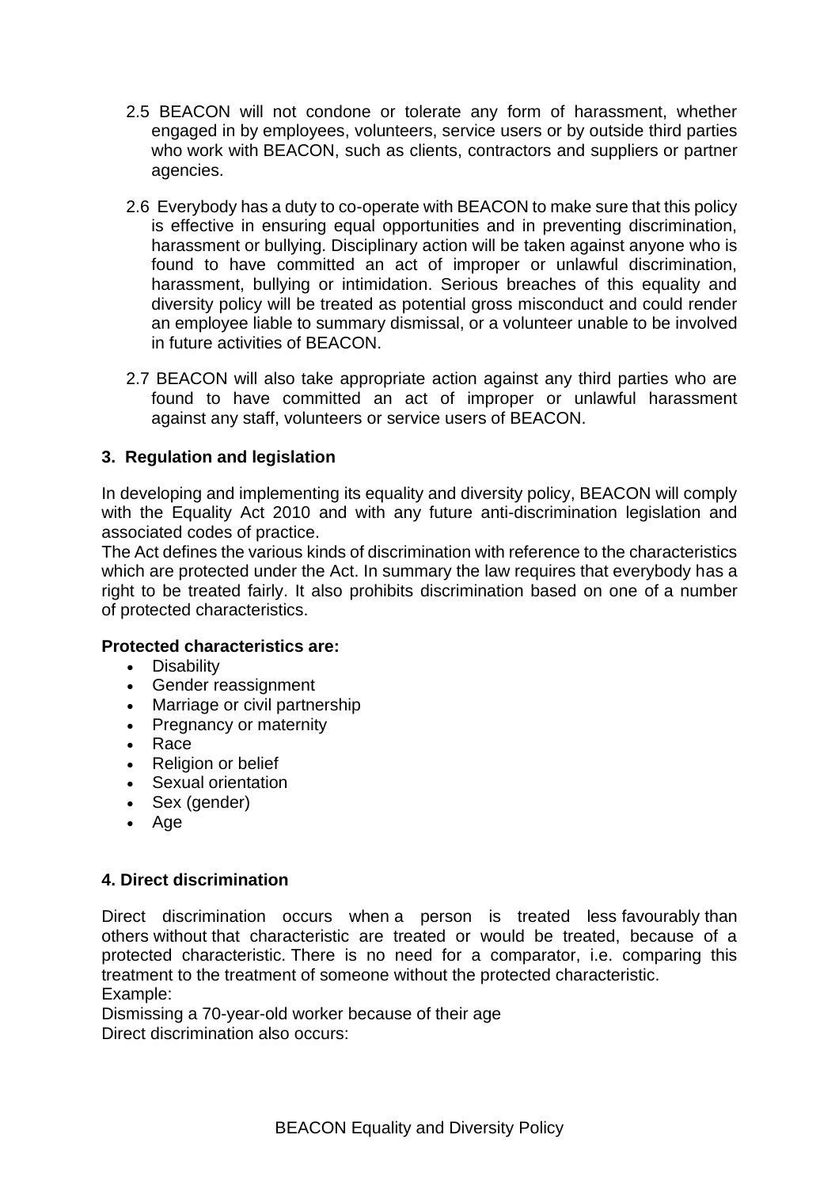2.5 BEACON will not condone or tolerate any form of harassment, whether engaged in by employees, volunteers, service users or by outside third parties who work with BEACON, such as clients, contractors and suppliers or partner agencies.

2.6 Everybody has a duty to co-operate with BEACON to make sure that this policy is effective in ensuring equal opportunities and in preventing discrimination, harassment or bullying. Disciplinary action will be taken against anyone who is found to have committed an act of improper or unlawful discrimination, harassment, bullying or intimidation. Serious breaches of this equality and diversity policy will be treated as potential gross misconduct and could render an employee liable to summary dismissal, or a volunteer unable to be involved in future activities of BEACON.

2.7 BEACON will also take appropriate action against any third parties who are found to have committed an act of improper or unlawful harassment against any staff, volunteers or service users of BEACON.

## 3. Regulation and legislation

In developing and implementing its equality and diversity policy, BEACON will comply with the Equality Act 2010 and with any future anti-discrimination legislation and associated codes of practice.

The Act defines the various kinds of discrimination with reference to the characteristics which are protected under the Act. In summary the law requires that everybody has a right to be treated fairly. It also prohibits discrimination based on one of a number of protected characteristics.

**Protected characteristics are:**

- Disability
- Gender reassignment
- Marriage or civil partnership
- Pregnancy or maternity
- Race
- Religion or belief
- Sexual orientation
- Sex (gender)
- Age

## 4. Direct discrimination

Direct discrimination occurs when a person is treated less favourably than others without that characteristic are treated or would be treated, because of a protected characteristic. There is no need for a comparator, i.e. comparing this treatment to the treatment of someone without the protected characteristic.

Example:

Dismissing a 70-year-old worker because of their age

Direct discrimination also occurs: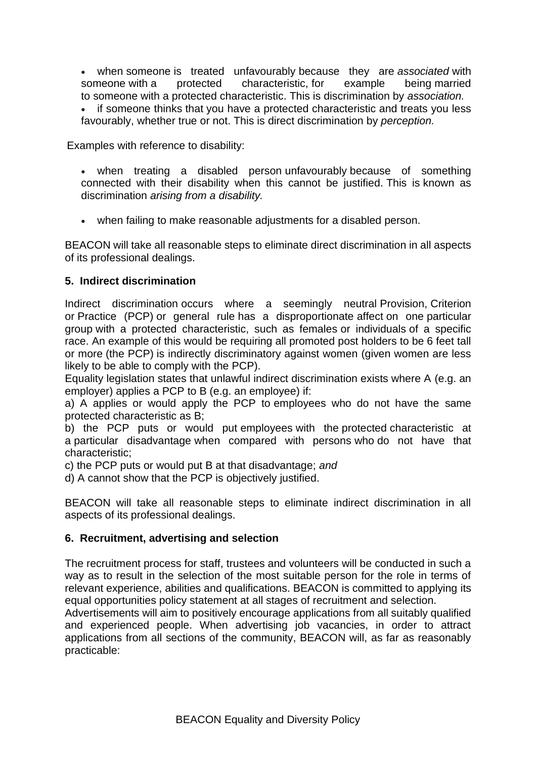- when someone is treated unfavourably because they are *associated* with someone with a protected characteristic, for example being married to someone with a protected characteristic. This is discrimination by *association.*
- if someone thinks that you have a protected characteristic and treats you less favourably, whether true or not. This is direct discrimination by *perception.*

Examples with reference to disability:

- when treating a disabled person unfavourably because of something connected with their disability when this cannot be justified. This is known as discrimination *arising from a disability.*
- when failing to make reasonable adjustments for a disabled person.

BEACON will take all reasonable steps to eliminate direct discrimination in all aspects of its professional dealings.

**5. Indirect discrimination**

Indirect discrimination occurs where a seemingly neutral Provision, Criterion or Practice (PCP) or general rule has a disproportionate affect on one particular group with a protected characteristic, such as females or individuals of a specific race. An example of this would be requiring all promoted post holders to be 6 feet tall or more (the PCP) is indirectly discriminatory against women (given women are less likely to be able to comply with the PCP).

Equality legislation states that unlawful indirect discrimination exists where A (e.g. an employer) applies a PCP to B (e.g. an employee) if:

a) A applies or would apply the PCP to employees who do not have the same protected characteristic as B;

b) the PCP puts or would put employees with the protected characteristic at a particular disadvantage when compared with persons who do not have that characteristic;

c) the PCP puts or would put B at that disadvantage; *and*

d) A cannot show that the PCP is objectively justified.

BEACON will take all reasonable steps to eliminate indirect discrimination in all aspects of its professional dealings.

**6. Recruitment, advertising and selection**

The recruitment process for staff, trustees and volunteers will be conducted in such a way as to result in the selection of the most suitable person for the role in terms of relevant experience, abilities and qualifications. BEACON is committed to applying its equal opportunities policy statement at all stages of recruitment and selection.

Advertisements will aim to positively encourage applications from all suitably qualified and experienced people. When advertising job vacancies, in order to attract applications from all sections of the community, BEACON will, as far as reasonably practicable: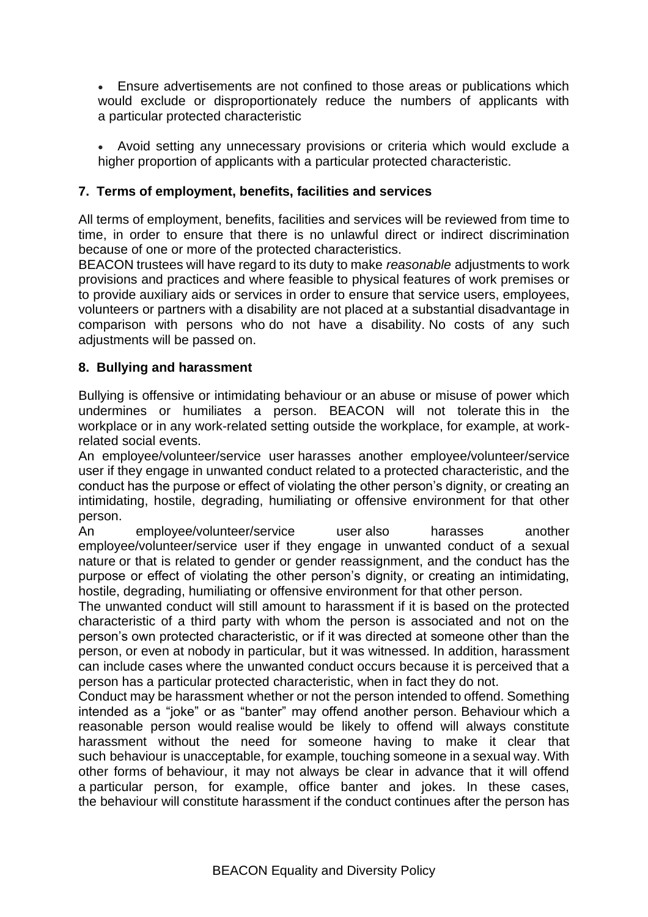- Ensure advertisements are not confined to those areas or publications which would exclude or disproportionately reduce the numbers of applicants with a particular protected characteristic

- Avoid setting any unnecessary provisions or criteria which would exclude a higher proportion of applicants with a particular protected characteristic.

### 7. Terms of employment, benefits, facilities and services

All terms of employment, benefits, facilities and services will be reviewed from time to time, in order to ensure that there is no unlawful direct or indirect discrimination because of one or more of the protected characteristics.

BEACON trustees will have regard to its duty to make *reasonable* adjustments to work provisions and practices and where feasible to physical features of work premises or to provide auxiliary aids or services in order to ensure that service users, employees, volunteers or partners with a disability are not placed at a substantial disadvantage in comparison with persons who do not have a disability. No costs of any such adjustments will be passed on.

### 8. Bullying and harassment

Bullying is offensive or intimidating behaviour or an abuse or misuse of power which undermines or humiliates a person. BEACON will not tolerate this in the workplace or in any work-related setting outside the workplace, for example, at work-related social events.

An employee/volunteer/service user harasses another employee/volunteer/service user if they engage in unwanted conduct related to a protected characteristic, and the conduct has the purpose or effect of violating the other person's dignity, or creating an intimidating, hostile, degrading, humiliating or offensive environment for that other person.

An employee/volunteer/service user also harasses another employee/volunteer/service user if they engage in unwanted conduct of a sexual nature or that is related to gender or gender reassignment, and the conduct has the purpose or effect of violating the other person's dignity, or creating an intimidating, hostile, degrading, humiliating or offensive environment for that other person.

The unwanted conduct will still amount to harassment if it is based on the protected characteristic of a third party with whom the person is associated and not on the person's own protected characteristic, or if it was directed at someone other than the person, or even at nobody in particular, but it was witnessed. In addition, harassment can include cases where the unwanted conduct occurs because it is perceived that a person has a particular protected characteristic, when in fact they do not.

Conduct may be harassment whether or not the person intended to offend. Something intended as a "joke" or as "banter" may offend another person. Behaviour which a reasonable person would realise would be likely to offend will always constitute harassment without the need for someone having to make it clear that such behaviour is unacceptable, for example, touching someone in a sexual way. With other forms of behaviour, it may not always be clear in advance that it will offend a particular person, for example, office banter and jokes. In these cases, the behaviour will constitute harassment if the conduct continues after the person has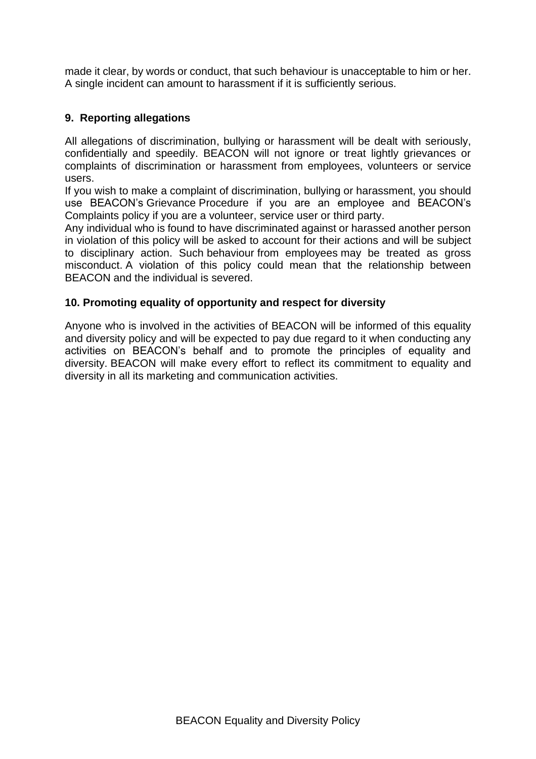made it clear, by words or conduct, that such behaviour is unacceptable to him or her. A single incident can amount to harassment if it is sufficiently serious.

## 9. Reporting allegations

All allegations of discrimination, bullying or harassment will be dealt with seriously, confidentially and speedily. BEACON will not ignore or treat lightly grievances or complaints of discrimination or harassment from employees, volunteers or service users.

If you wish to make a complaint of discrimination, bullying or harassment, you should use BEACON's Grievance Procedure if you are an employee and BEACON's Complaints policy if you are a volunteer, service user or third party.

Any individual who is found to have discriminated against or harassed another person in violation of this policy will be asked to account for their actions and will be subject to disciplinary action. Such behaviour from employees may be treated as gross misconduct. A violation of this policy could mean that the relationship between BEACON and the individual is severed.

## 10. Promoting equality of opportunity and respect for diversity

Anyone who is involved in the activities of BEACON will be informed of this equality and diversity policy and will be expected to pay due regard to it when conducting any activities on BEACON's behalf and to promote the principles of equality and diversity. BEACON will make every effort to reflect its commitment to equality and diversity in all its marketing and communication activities.